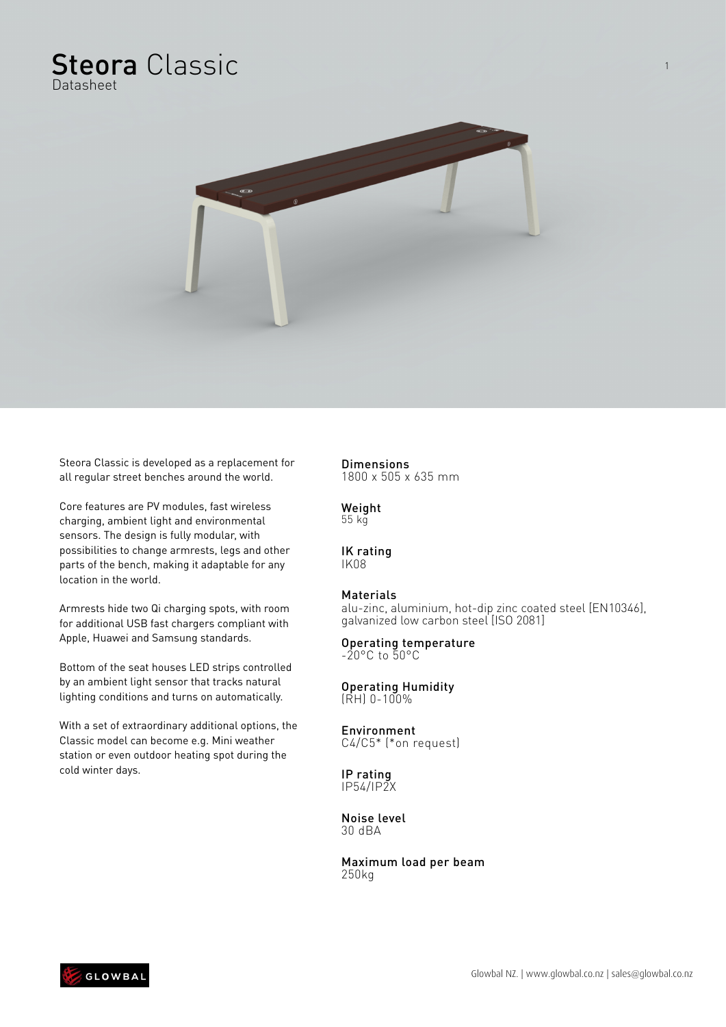# **Steora** Classic

Datasheet

Steora Classic is developed as a replacement for all regular street benches around the world.

Core features are PV modules, fast wireless charging, ambient light and environmental sensors. The design is fully modular, with possibilities to change armrests, legs and other parts of the bench, making it adaptable for any location in the world.

Armrests hide two Qi charging spots, with room for additional USB fast chargers compliant with Apple, Huawei and Samsung standards.

Bottom of the seat houses LED strips controlled by an ambient light sensor that tracks natural lighting conditions and turns on automatically.

With a set of extraordinary additional options, the Classic model can become e.g. Mini weather station or even outdoor heating spot during the cold winter days.

**Dimensions**
1800 x 505 x 635 mm

**Weight**
55 kg

**IK rating**
IK08

**Materials**
alu-zinc, aluminium, hot-dip zinc coated steel [EN10346], galvanized low carbon steel [ISO 2081]

**Operating temperature**
-20°C to 50°C

**Operating Humidity**
(RH) 0-100%

**Environment**
C4/C5* (*on request)

**IP rating**
IP54/IP2X

**Noise level**
30 dBA

**Maximum load per beam**
250kg

Glowbal NZ. | www.glowbal.co.nz | sales@glowbal.co.nz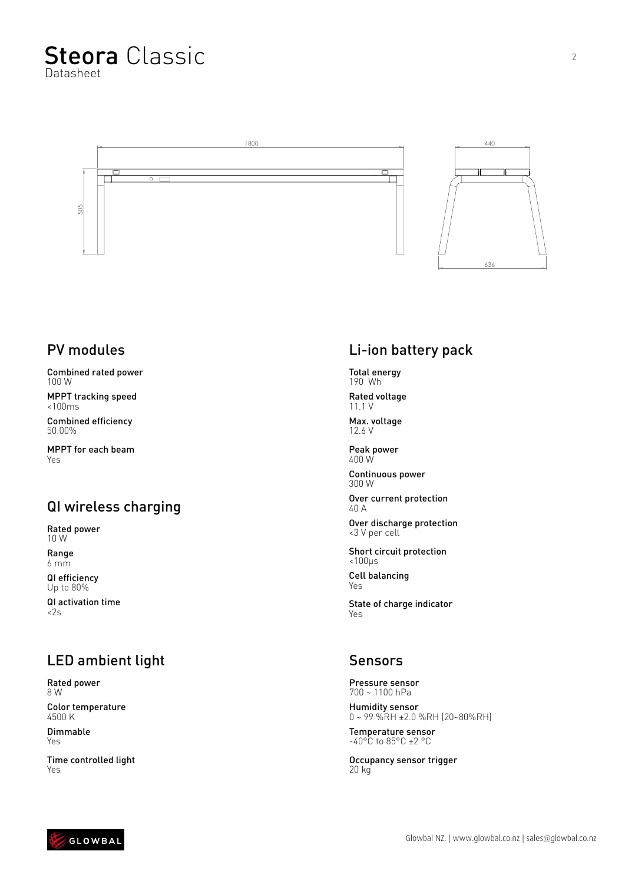# **Steora** Classic

Datasheet

## PV modules

**Combined rated power**
100 W

**MPPT tracking speed**
<100ms

**Combined efficiency**
50.00%

**MPPT for each beam**
Yes

## QI wireless charging

**Rated power**
10 W

**Range**
6 mm

**QI efficiency**
Up to 80%

**QI activation time**
<2s

## LED ambient light

**Rated power**
8 W

**Color temperature**
4500 K

**Dimmable**
Yes

**Time controlled light**
Yes

## Li-ion battery pack

**Total energy**
190 Wh

**Rated voltage**
11.1 V

**Max. voltage**
12.6 V

**Peak power**
400 W

**Continuous power**
300 W

**Over current protection**
40 A

**Over discharge protection**
<3 V per cell

**Short circuit protection**
<100µs

**Cell balancing**
Yes

**State of charge indicator**
Yes

## Sensors

**Pressure sensor**
700 ~ 1100 hPa

**Humidity sensor**
0 ~ 99 %RH ±2.0 %RH (20~80%RH)

**Temperature sensor**
-40°C to 85°C ±2 °C

**Occupancy sensor trigger**
20 kg

Glowbal NZ. | www.glowbal.co.nz | sales@glowbal.co.nz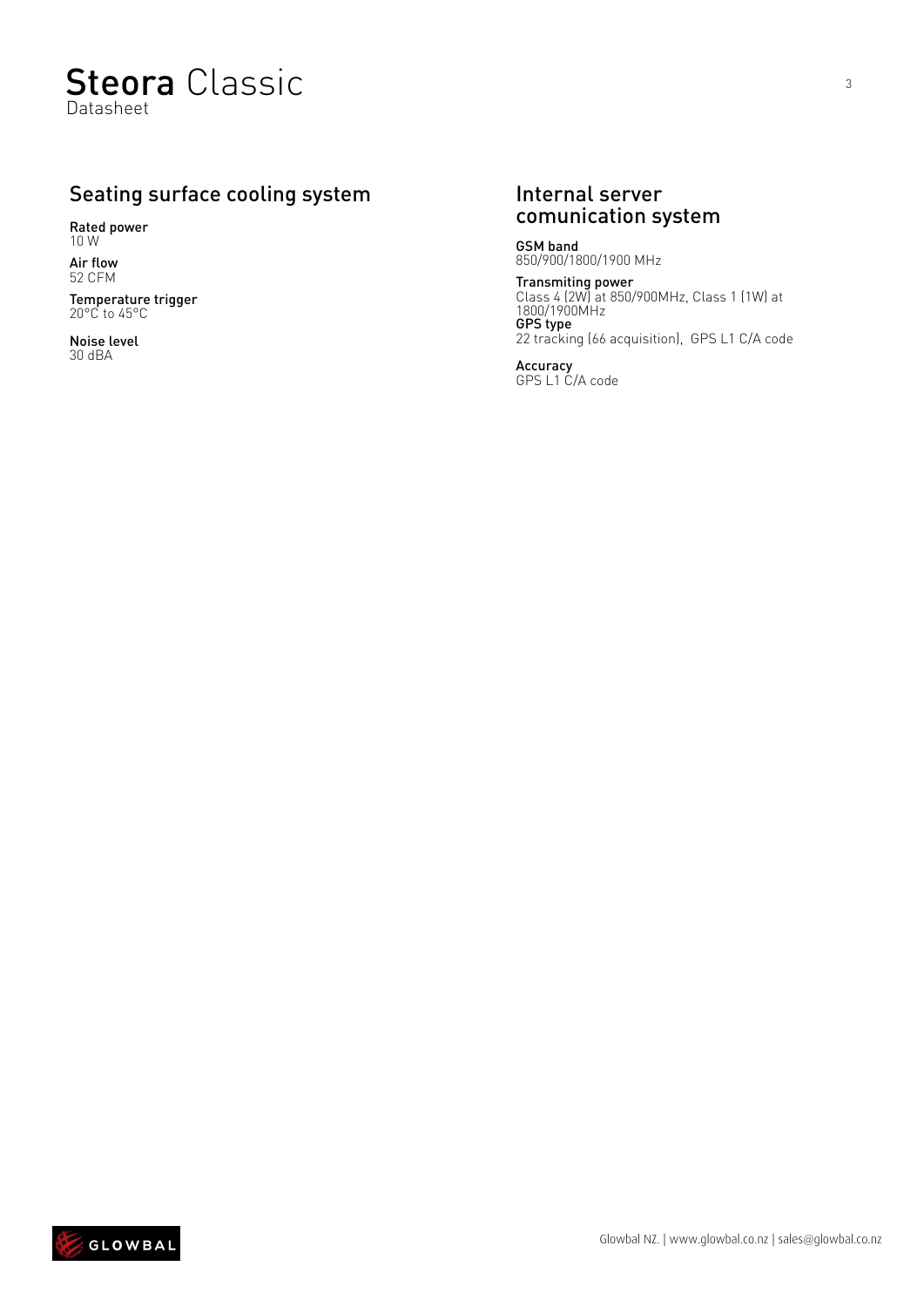# **Steora** Classic
Datasheet

## Seating surface cooling system

**Rated power**
10 W

**Air flow**
52 CFM

**Temperature trigger**
20°C to 45°C

**Noise level**
30 dBA

## Internal server comunication system

**GSM band**
850/900/1800/1900 MHz

**Transmiting power**
Class 4 (2W) at 850/900MHz, Class 1 (1W) at 1800/1900MHz

**GPS type**
22 tracking (66 acquisition), GPS L1 C/A code

**Accuracy**
GPS L1 C/A code